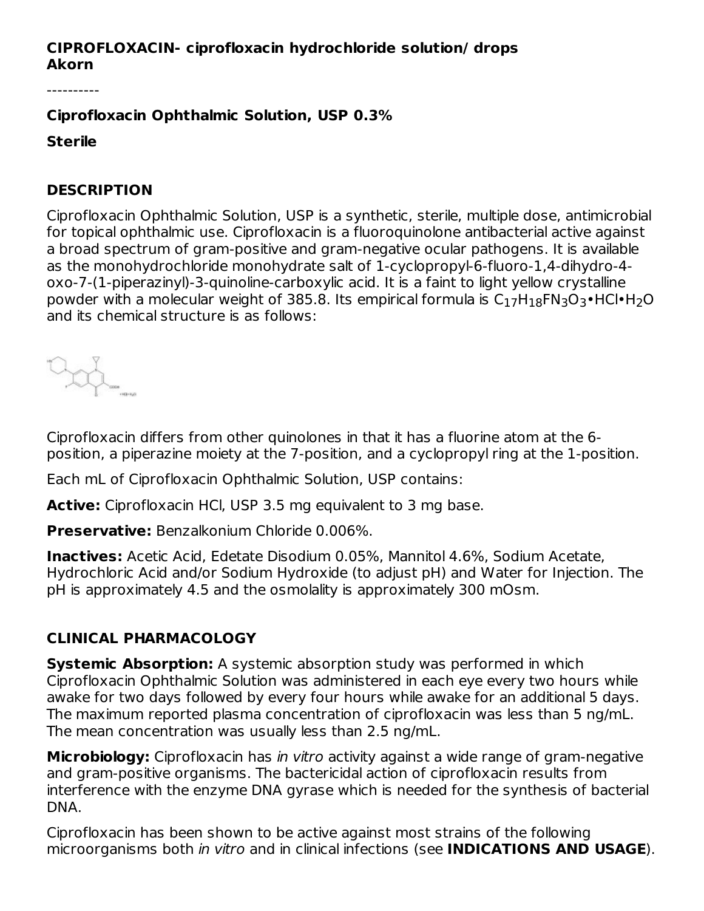**CIPROFLOXACIN- ciprofloxacin hydrochloride solution/ drops**
**Akorn**

----------

**Ciprofloxacin Ophthalmic Solution, USP 0.3%**

**Sterile**

## DESCRIPTION

Ciprofloxacin Ophthalmic Solution, USP is a synthetic, sterile, multiple dose, antimicrobial for topical ophthalmic use. Ciprofloxacin is a fluoroquinolone antibacterial active against a broad spectrum of gram-positive and gram-negative ocular pathogens. It is available as the monohydrochloride monohydrate salt of 1-cyclopropyl-6-fluoro-1,4-dihydro-4-oxo-7-(1-piperazinyl)-3-quinoline-carboxylic acid. It is a faint to light yellow crystalline powder with a molecular weight of 385.8. Its empirical formula is $C_{17}H_{18}FN_3O_3 \bullet HCl \bullet H_2O$ and its chemical structure is as follows:

Ciprofloxacin differs from other quinolones in that it has a fluorine atom at the 6-position, a piperazine moiety at the 7-position, and a cyclopropyl ring at the 1-position.

Each mL of Ciprofloxacin Ophthalmic Solution, USP contains:

**Active:** Ciprofloxacin HCl, USP 3.5 mg equivalent to 3 mg base.

**Preservative:** Benzalkonium Chloride 0.006%.

**Inactives:** Acetic Acid, Edetate Disodium 0.05%, Mannitol 4.6%, Sodium Acetate, Hydrochloric Acid and/or Sodium Hydroxide (to adjust pH) and Water for Injection. The pH is approximately 4.5 and the osmolality is approximately 300 mOsm.

## CLINICAL PHARMACOLOGY

**Systemic Absorption:** A systemic absorption study was performed in which Ciprofloxacin Ophthalmic Solution was administered in each eye every two hours while awake for two days followed by every four hours while awake for an additional 5 days. The maximum reported plasma concentration of ciprofloxacin was less than 5 ng/mL. The mean concentration was usually less than 2.5 ng/mL.

**Microbiology:** Ciprofloxacin has *in vitro* activity against a wide range of gram-negative and gram-positive organisms. The bactericidal action of ciprofloxacin results from interference with the enzyme DNA gyrase which is needed for the synthesis of bacterial DNA.

Ciprofloxacin has been shown to be active against most strains of the following microorganisms both *in vitro* and in clinical infections (see **INDICATIONS AND USAGE**).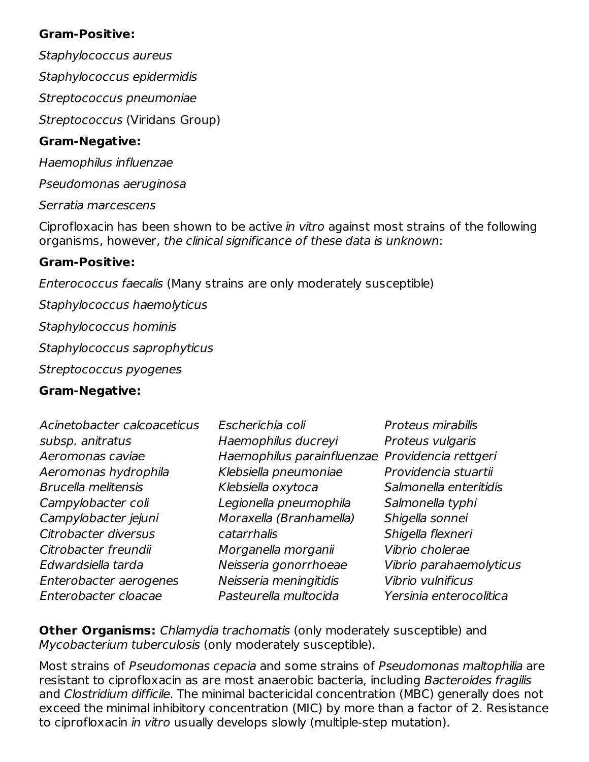**Gram-Positive:**

*Staphylococcus aureus*

*Staphylococcus epidermidis*

*Streptococcus pneumoniae*

*Streptococcus* (Viridans Group)

**Gram-Negative:**

*Haemophilus influenzae*

*Pseudomonas aeruginosa*

*Serratia marcescens*

Ciprofloxacin has been shown to be active *in vitro* against most strains of the following organisms, however, *the clinical significance of these data is unknown*:

**Gram-Positive:**

*Enterococcus faecalis* (Many strains are only moderately susceptible)

*Staphylococcus haemolyticus*

*Staphylococcus hominis*

*Staphylococcus saprophyticus*

*Streptococcus pyogenes*

**Gram-Negative:**

*Acinetobacter calcoaceticus subsp. anitratus*
*Aeromonas caviae*
*Aeromonas hydrophila*
*Brucella melitensis*
*Campylobacter coli*
*Campylobacter jejuni*
*Citrobacter diversus*
*Citrobacter freundii*
*Edwardsiella tarda*
*Enterobacter aerogenes*
*Enterobacter cloacae*
*Escherichia coli*
*Haemophilus ducreyi*
*Haemophilus parainfluenzae*
*Klebsiella pneumoniae*
*Klebsiella oxytoca*
*Legionella pneumophila*
*Moraxella (Branhamella) catarrhalis*
*Morganella morganii*
*Neisseria gonorrhoeae*
*Neisseria meningitidis*
*Pasteurella multocida*
*Proteus mirabilis*
*Proteus vulgaris*
*Providencia rettgeri*
*Providencia stuartii*
*Salmonella enteritidis*
*Salmonella typhi*
*Shigella sonnei*
*Shigella flexneri*
*Vibrio cholerae*
*Vibrio parahaemolyticus*
*Vibrio vulnificus*
*Yersinia enterocolitica*

**Other Organisms:** *Chlamydia trachomatis* (only moderately susceptible) and *Mycobacterium tuberculosis* (only moderately susceptible).

Most strains of *Pseudomonas cepacia* and some strains of *Pseudomonas maltophilia* are resistant to ciprofloxacin as are most anaerobic bacteria, including *Bacteroides fragilis* and *Clostridium difficile*. The minimal bactericidal concentration (MBC) generally does not exceed the minimal inhibitory concentration (MIC) by more than a factor of 2. Resistance to ciprofloxacin *in vitro* usually develops slowly (multiple-step mutation).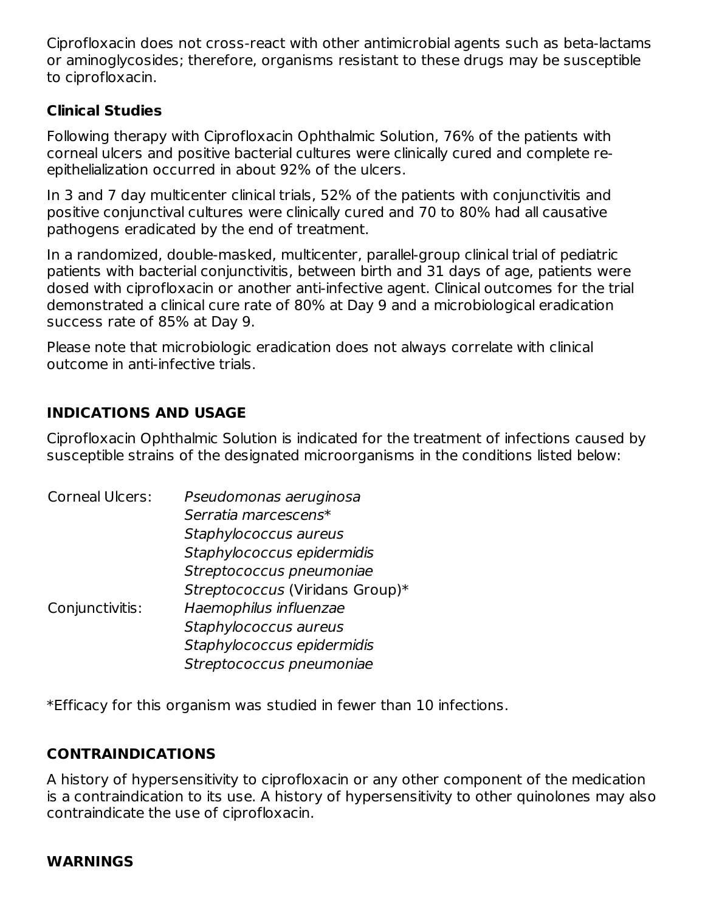Ciprofloxacin does not cross-react with other antimicrobial agents such as beta-lactams or aminoglycosides; therefore, organisms resistant to these drugs may be susceptible to ciprofloxacin.

### Clinical Studies

Following therapy with Ciprofloxacin Ophthalmic Solution, 76% of the patients with corneal ulcers and positive bacterial cultures were clinically cured and complete re-epithelialization occurred in about 92% of the ulcers.

In 3 and 7 day multicenter clinical trials, 52% of the patients with conjunctivitis and positive conjunctival cultures were clinically cured and 70 to 80% had all causative pathogens eradicated by the end of treatment.

In a randomized, double-masked, multicenter, parallel-group clinical trial of pediatric patients with bacterial conjunctivitis, between birth and 31 days of age, patients were dosed with ciprofloxacin or another anti-infective agent. Clinical outcomes for the trial demonstrated a clinical cure rate of 80% at Day 9 and a microbiological eradication success rate of 85% at Day 9.

Please note that microbiologic eradication does not always correlate with clinical outcome in anti-infective trials.

## INDICATIONS AND USAGE

Ciprofloxacin Ophthalmic Solution is indicated for the treatment of infections caused by susceptible strains of the designated microorganisms in the conditions listed below:

| | |
|---|---|
| Corneal Ulcers: | *Pseudomonas aeruginosa* |
| | *Serratia marcescens*\* |
| | *Staphylococcus aureus* |
| | *Staphylococcus epidermidis* |
| | *Streptococcus pneumoniae* |
| | *Streptococcus* (Viridans Group)\* |
| Conjunctivitis: | *Haemophilus influenzae* |
| | *Staphylococcus aureus* |
| | *Staphylococcus epidermidis* |
| | *Streptococcus pneumoniae* |

\*Efficacy for this organism was studied in fewer than 10 infections.

## CONTRAINDICATIONS

A history of hypersensitivity to ciprofloxacin or any other component of the medication is a contraindication to its use. A history of hypersensitivity to other quinolones may also contraindicate the use of ciprofloxacin.

## WARNINGS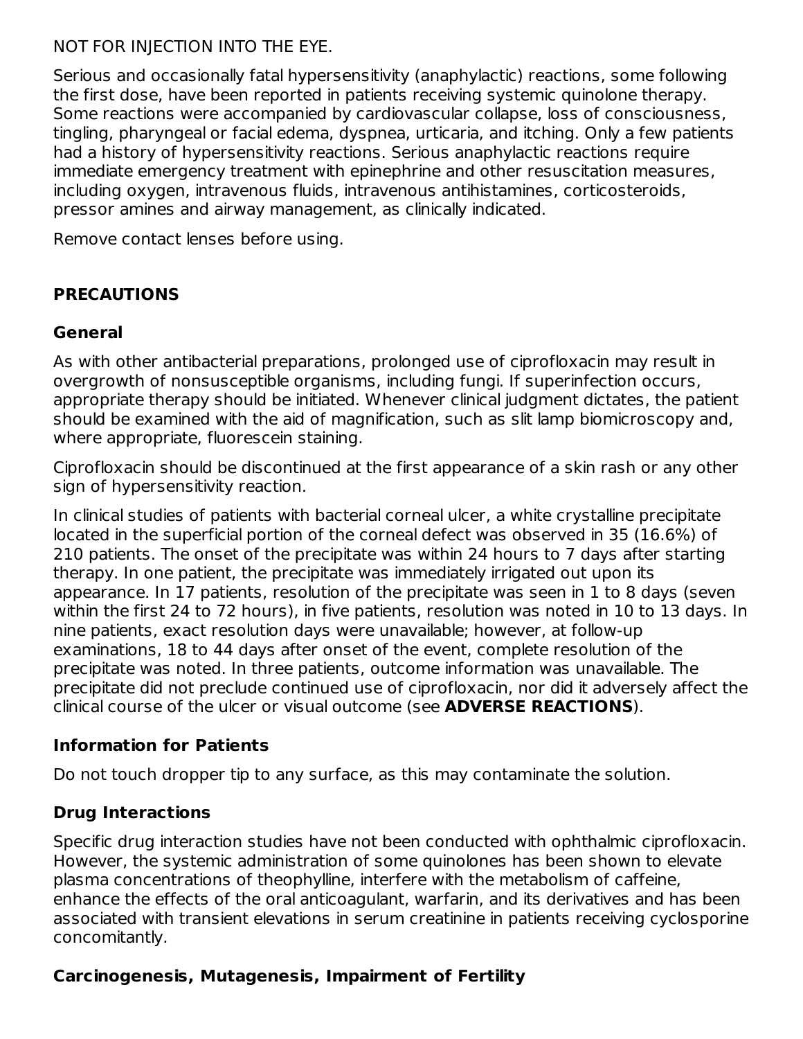NOT FOR INJECTION INTO THE EYE.

Serious and occasionally fatal hypersensitivity (anaphylactic) reactions, some following the first dose, have been reported in patients receiving systemic quinolone therapy. Some reactions were accompanied by cardiovascular collapse, loss of consciousness, tingling, pharyngeal or facial edema, dyspnea, urticaria, and itching. Only a few patients had a history of hypersensitivity reactions. Serious anaphylactic reactions require immediate emergency treatment with epinephrine and other resuscitation measures, including oxygen, intravenous fluids, intravenous antihistamines, corticosteroids, pressor amines and airway management, as clinically indicated.

Remove contact lenses before using.

## PRECAUTIONS

### General

As with other antibacterial preparations, prolonged use of ciprofloxacin may result in overgrowth of nonsusceptible organisms, including fungi. If superinfection occurs, appropriate therapy should be initiated. Whenever clinical judgment dictates, the patient should be examined with the aid of magnification, such as slit lamp biomicroscopy and, where appropriate, fluorescein staining.

Ciprofloxacin should be discontinued at the first appearance of a skin rash or any other sign of hypersensitivity reaction.

In clinical studies of patients with bacterial corneal ulcer, a white crystalline precipitate located in the superficial portion of the corneal defect was observed in 35 (16.6%) of 210 patients. The onset of the precipitate was within 24 hours to 7 days after starting therapy. In one patient, the precipitate was immediately irrigated out upon its appearance. In 17 patients, resolution of the precipitate was seen in 1 to 8 days (seven within the first 24 to 72 hours), in five patients, resolution was noted in 10 to 13 days. In nine patients, exact resolution days were unavailable; however, at follow-up examinations, 18 to 44 days after onset of the event, complete resolution of the precipitate was noted. In three patients, outcome information was unavailable. The precipitate did not preclude continued use of ciprofloxacin, nor did it adversely affect the clinical course of the ulcer or visual outcome (see **ADVERSE REACTIONS**).

### Information for Patients

Do not touch dropper tip to any surface, as this may contaminate the solution.

### Drug Interactions

Specific drug interaction studies have not been conducted with ophthalmic ciprofloxacin. However, the systemic administration of some quinolones has been shown to elevate plasma concentrations of theophylline, interfere with the metabolism of caffeine, enhance the effects of the oral anticoagulant, warfarin, and its derivatives and has been associated with transient elevations in serum creatinine in patients receiving cyclosporine concomitantly.

### Carcinogenesis, Mutagenesis, Impairment of Fertility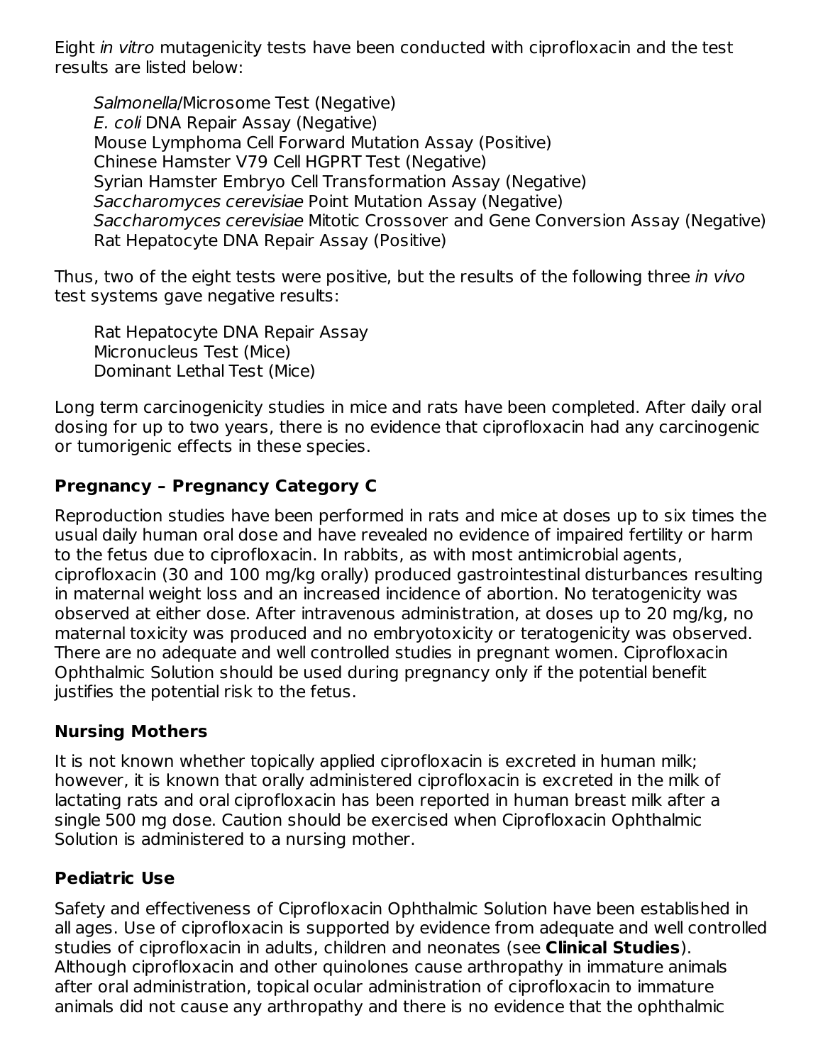Eight *in vitro* mutagenicity tests have been conducted with ciprofloxacin and the test results are listed below:

*Salmonella*/Microsome Test (Negative)
*E. coli* DNA Repair Assay (Negative)
Mouse Lymphoma Cell Forward Mutation Assay (Positive)
Chinese Hamster V79 Cell HGPRT Test (Negative)
Syrian Hamster Embryo Cell Transformation Assay (Negative)
*Saccharomyces cerevisiae* Point Mutation Assay (Negative)
*Saccharomyces cerevisiae* Mitotic Crossover and Gene Conversion Assay (Negative)
Rat Hepatocyte DNA Repair Assay (Positive)

Thus, two of the eight tests were positive, but the results of the following three *in vivo* test systems gave negative results:

Rat Hepatocyte DNA Repair Assay
Micronucleus Test (Mice)
Dominant Lethal Test (Mice)

Long term carcinogenicity studies in mice and rats have been completed. After daily oral dosing for up to two years, there is no evidence that ciprofloxacin had any carcinogenic or tumorigenic effects in these species.

## Pregnancy – Pregnancy Category C

Reproduction studies have been performed in rats and mice at doses up to six times the usual daily human oral dose and have revealed no evidence of impaired fertility or harm to the fetus due to ciprofloxacin. In rabbits, as with most antimicrobial agents, ciprofloxacin (30 and 100 mg/kg orally) produced gastrointestinal disturbances resulting in maternal weight loss and an increased incidence of abortion. No teratogenicity was observed at either dose. After intravenous administration, at doses up to 20 mg/kg, no maternal toxicity was produced and no embryotoxicity or teratogenicity was observed. There are no adequate and well controlled studies in pregnant women. Ciprofloxacin Ophthalmic Solution should be used during pregnancy only if the potential benefit justifies the potential risk to the fetus.

## Nursing Mothers

It is not known whether topically applied ciprofloxacin is excreted in human milk; however, it is known that orally administered ciprofloxacin is excreted in the milk of lactating rats and oral ciprofloxacin has been reported in human breast milk after a single 500 mg dose. Caution should be exercised when Ciprofloxacin Ophthalmic Solution is administered to a nursing mother.

## Pediatric Use

Safety and effectiveness of Ciprofloxacin Ophthalmic Solution have been established in all ages. Use of ciprofloxacin is supported by evidence from adequate and well controlled studies of ciprofloxacin in adults, children and neonates (see **Clinical Studies**). Although ciprofloxacin and other quinolones cause arthropathy in immature animals after oral administration, topical ocular administration of ciprofloxacin to immature animals did not cause any arthropathy and there is no evidence that the ophthalmic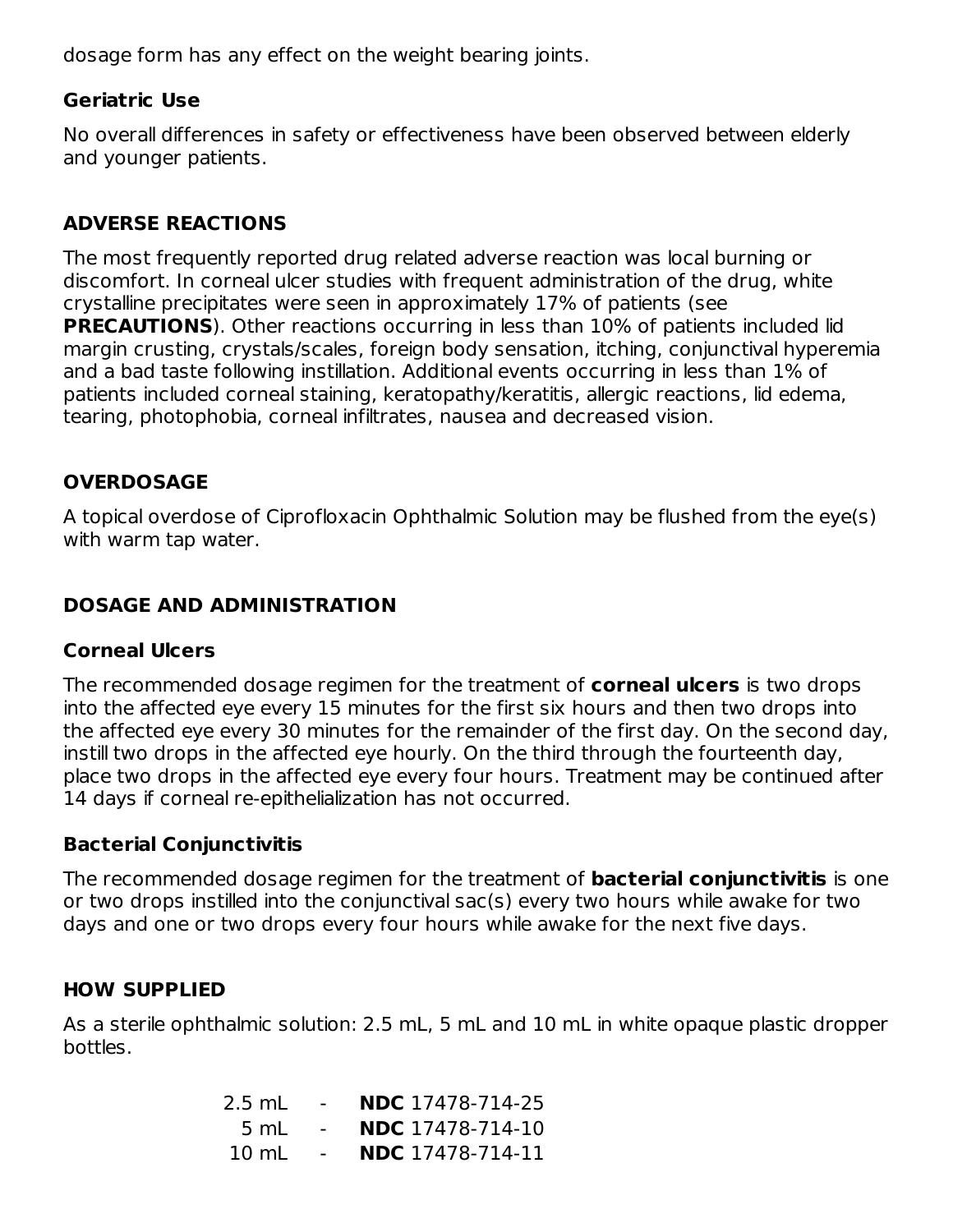dosage form has any effect on the weight bearing joints.

### Geriatric Use

No overall differences in safety or effectiveness have been observed between elderly and younger patients.

## ADVERSE REACTIONS

The most frequently reported drug related adverse reaction was local burning or discomfort. In corneal ulcer studies with frequent administration of the drug, white crystalline precipitates were seen in approximately 17% of patients (see **PRECAUTIONS**). Other reactions occurring in less than 10% of patients included lid margin crusting, crystals/scales, foreign body sensation, itching, conjunctival hyperemia and a bad taste following instillation. Additional events occurring in less than 1% of patients included corneal staining, keratopathy/keratitis, allergic reactions, lid edema, tearing, photophobia, corneal infiltrates, nausea and decreased vision.

## OVERDOSAGE

A topical overdose of Ciprofloxacin Ophthalmic Solution may be flushed from the eye(s) with warm tap water.

## DOSAGE AND ADMINISTRATION

### Corneal Ulcers

The recommended dosage regimen for the treatment of **corneal ulcers** is two drops into the affected eye every 15 minutes for the first six hours and then two drops into the affected eye every 30 minutes for the remainder of the first day. On the second day, instill two drops in the affected eye hourly. On the third through the fourteenth day, place two drops in the affected eye every four hours. Treatment may be continued after 14 days if corneal re-epithelialization has not occurred.

### Bacterial Conjunctivitis

The recommended dosage regimen for the treatment of **bacterial conjunctivitis** is one or two drops instilled into the conjunctival sac(s) every two hours while awake for two days and one or two drops every four hours while awake for the next five days.

## HOW SUPPLIED

As a sterile ophthalmic solution: 2.5 mL, 5 mL and 10 mL in white opaque plastic dropper bottles.

2.5 mL - **NDC** 17478-714-25
5 mL - **NDC** 17478-714-10
10 mL - **NDC** 17478-714-11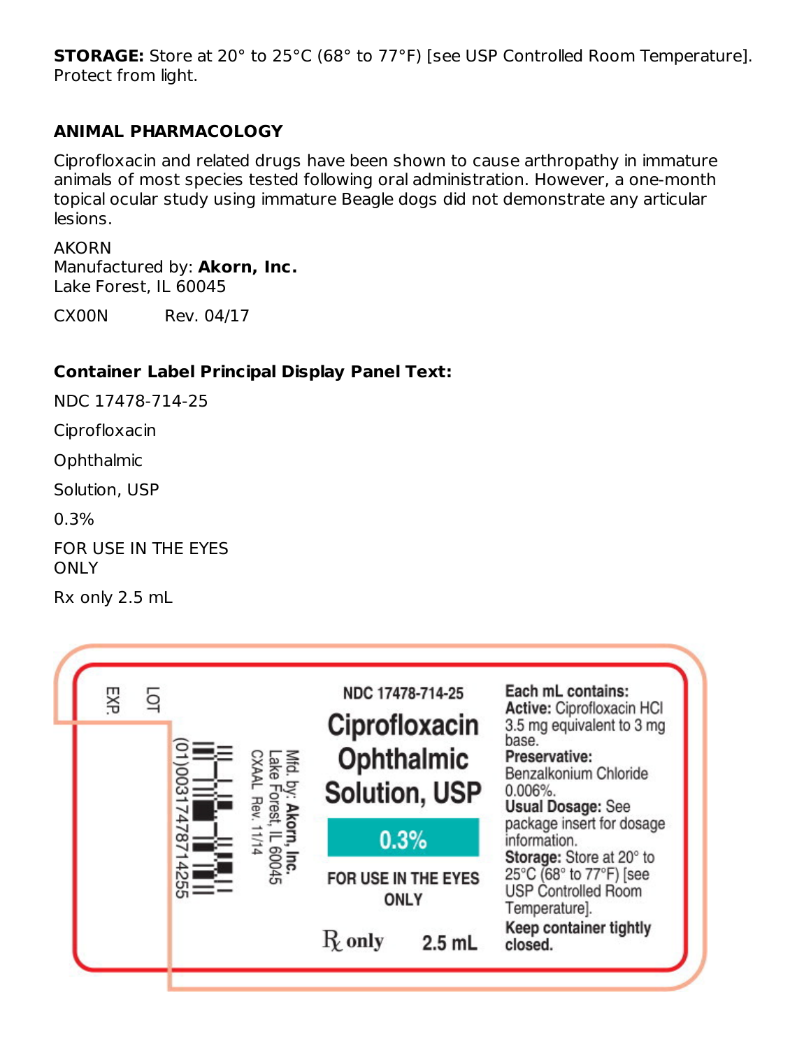**STORAGE:** Store at 20° to 25°C (68° to 77°F) [see USP Controlled Room Temperature]. Protect from light.

## ANIMAL PHARMACOLOGY

Ciprofloxacin and related drugs have been shown to cause arthropathy in immature animals of most species tested following oral administration. However, a one-month topical ocular study using immature Beagle dogs did not demonstrate any articular lesions.

AKORN
Manufactured by: **Akorn, Inc.**
Lake Forest, IL 60045

CX00N Rev. 04/17

## Container Label Principal Display Panel Text:

NDC 17478-714-25

Ciprofloxacin

Ophthalmic

Solution, USP

0.3%

FOR USE IN THE EYES ONLY

Rx only 2.5 mL

EXP.

LOT

(01)00317478714255

Mfd. by: **Akorn, Inc.**
Lake Forest, IL 60045
CXAAL Rev. 11/14

NDC 17478-714-25

**Ciprofloxacin Ophthalmic Solution, USP**

**0.3%**

**FOR USE IN THE EYES ONLY**

℞ only 2.5 mL

**Each mL contains:**
**Active:** Ciprofloxacin HCl 3.5 mg equivalent to 3 mg base.
**Preservative:** Benzalkonium Chloride 0.006%.
**Usual Dosage:** See package insert for dosage information.
**Storage:** Store at 20° to 25°C (68° to 77°F) [see USP Controlled Room Temperature].
**Keep container tightly closed.**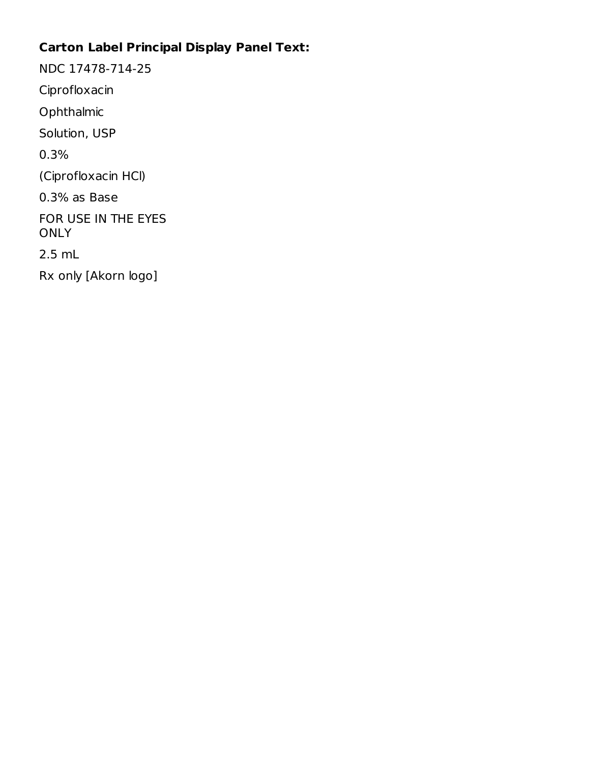**Carton Label Principal Display Panel Text:**

NDC 17478-714-25

Ciprofloxacin

Ophthalmic

Solution, USP

0.3%

(Ciprofloxacin HCl)

0.3% as Base

FOR USE IN THE EYES ONLY

2.5 mL

Rx only [Akorn logo]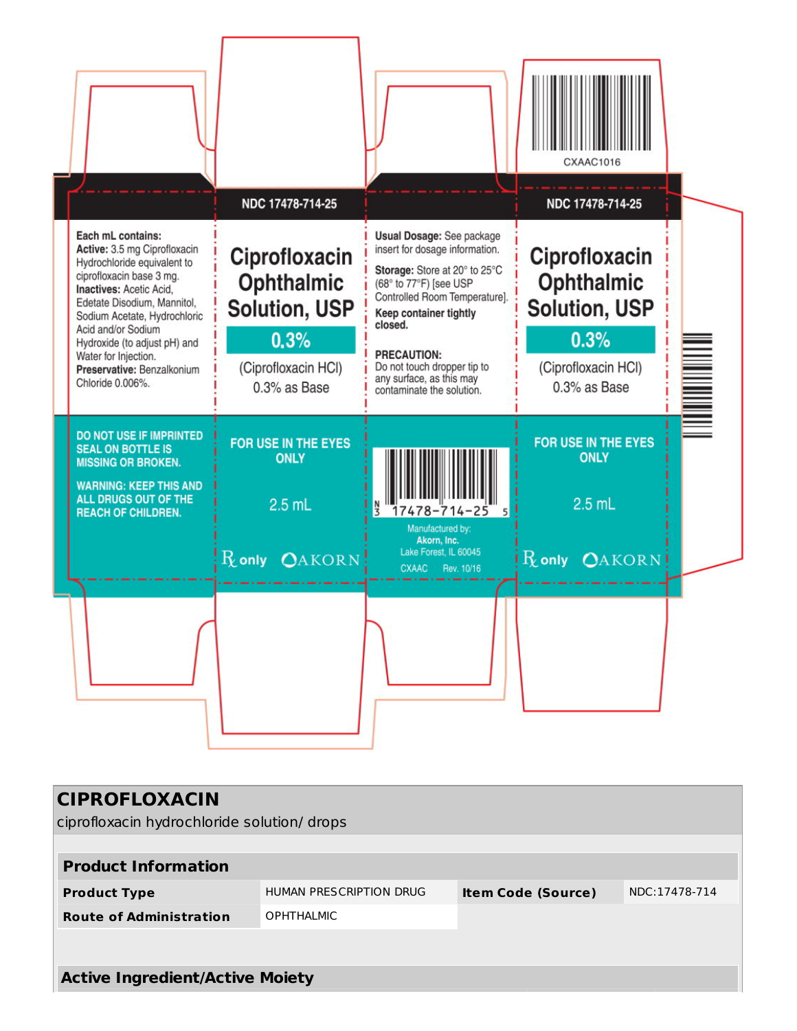NDC 17478-714-25

Each mL contains:
**Active:** 3.5 mg Ciprofloxacin Hydrochloride equivalent to ciprofloxacin base 3 mg.
**Inactives:** Acetic Acid, Edetate Disodium, Mannitol, Sodium Acetate, Hydrochloric Acid and/or Sodium Hydroxide (to adjust pH) and Water for Injection.
**Preservative:** Benzalkonium Chloride 0.006%.

DO NOT USE IF IMPRINTED SEAL ON BOTTLE IS MISSING OR BROKEN.

WARNING: KEEP THIS AND ALL DRUGS OUT OF THE REACH OF CHILDREN.

**Ciprofloxacin Ophthalmic Solution, USP**

**0.3%**

(Ciprofloxacin HCl)
0.3% as Base

FOR USE IN THE EYES ONLY

2.5 mL

Rx only AKORN

**Usual Dosage:** See package insert for dosage information.

**Storage:** Store at 20° to 25°C (68° to 77°F) [see USP Controlled Room Temperature].

**Keep container tightly closed.**

**PRECAUTION:**
Do not touch dropper tip to any surface, as this may contaminate the solution.

N3 17478-714-25 5

Manufactured by:
**Akorn, Inc.**
Lake Forest, IL 60045

CXAAC Rev. 10/16

CXAAC1016

## CIPROFLOXACIN

ciprofloxacin hydrochloride solution/ drops

| Product Information | | | |
|---|---|---|---|
| **Product Type** | HUMAN PRESCRIPTION DRUG | **Item Code (Source)** | NDC:17478-714 |
| **Route of Administration** | OPHTHALMIC | | |

**Active Ingredient/Active Moiety**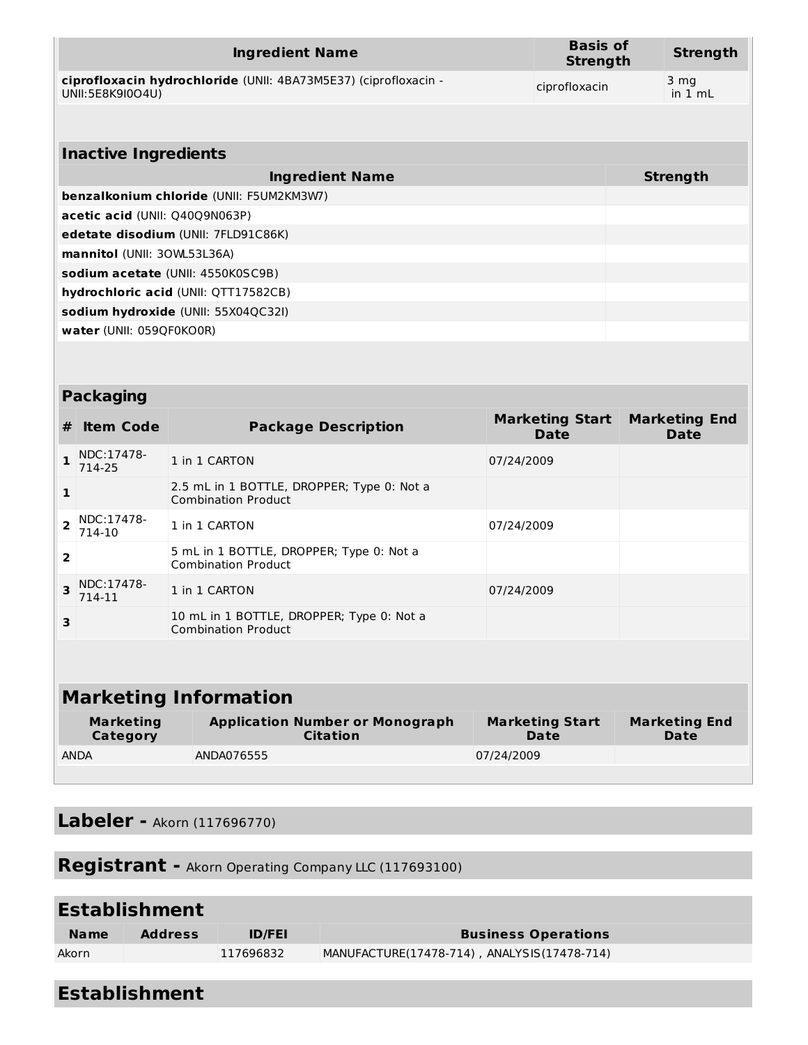| Ingredient Name | Basis of Strength | Strength |
|---|---|---|
| **ciprofloxacin hydrochloride** (UNII: 4BA73M5E37) (ciprofloxacin - UNII:5E8K9I0O4U) | ciprofloxacin | 3 mg in 1 mL |

## Inactive Ingredients

| Ingredient Name | Strength |
|---|---|
| **benzalkonium chloride** (UNII: F5UM2KM3W7) | |
| **acetic acid** (UNII: Q40Q9N063P) | |
| **edetate disodium** (UNII: 7FLD91C86K) | |
| **mannitol** (UNII: 3OWL53L36A) | |
| **sodium acetate** (UNII: 4550K0SC9B) | |
| **hydrochloric acid** (UNII: QTT17582CB) | |
| **sodium hydroxide** (UNII: 55X04QC32I) | |
| **water** (UNII: 059QF0KO0R) | |

## Packaging

| # | Item Code | Package Description | Marketing Start Date | Marketing End Date |
|---|---|---|---|---|
| 1 | NDC:17478-714-25 | 1 in 1 CARTON | 07/24/2009 | |
| 1 | | 2.5 mL in 1 BOTTLE, DROPPER; Type 0: Not a Combination Product | | |
| 2 | NDC:17478-714-10 | 1 in 1 CARTON | 07/24/2009 | |
| 2 | | 5 mL in 1 BOTTLE, DROPPER; Type 0: Not a Combination Product | | |
| 3 | NDC:17478-714-11 | 1 in 1 CARTON | 07/24/2009 | |
| 3 | | 10 mL in 1 BOTTLE, DROPPER; Type 0: Not a Combination Product | | |

## Marketing Information

| Marketing Category | Application Number or Monograph Citation | Marketing Start Date | Marketing End Date |
|---|---|---|---|
| ANDA | ANDA076555 | 07/24/2009 | |

## Labeler - Akorn (117696770)

## Registrant - Akorn Operating Company LLC (117693100)

## Establishment

| Name | Address | ID/FEI | Business Operations |
|---|---|---|---|
| Akorn | | 117696832 | MANUFACTURE(17478-714) , ANALYSIS(17478-714) |

## Establishment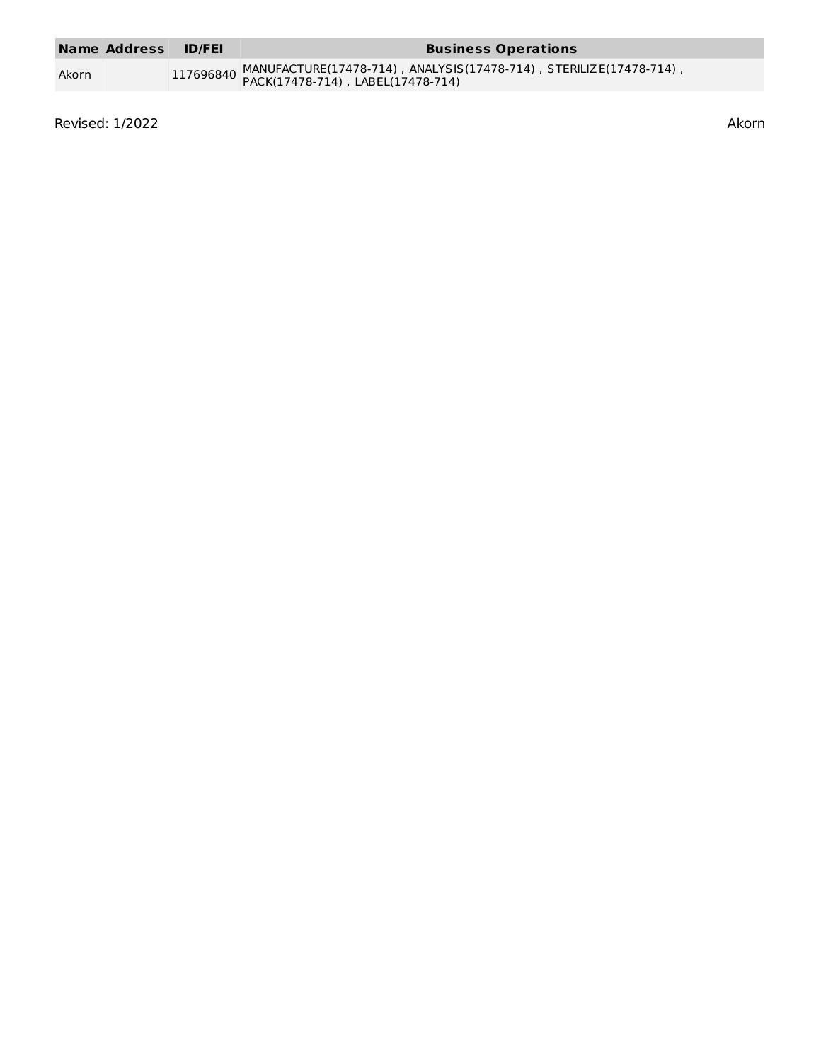| Name | Address | ID/FEI | Business Operations |
| --- | --- | --- | --- |
| Akorn | | 117696840 | MANUFACTURE(17478-714) , ANALYSIS(17478-714) , STERILIZE(17478-714) , PACK(17478-714) , LABEL(17478-714) |

Revised: 1/2022

Akorn